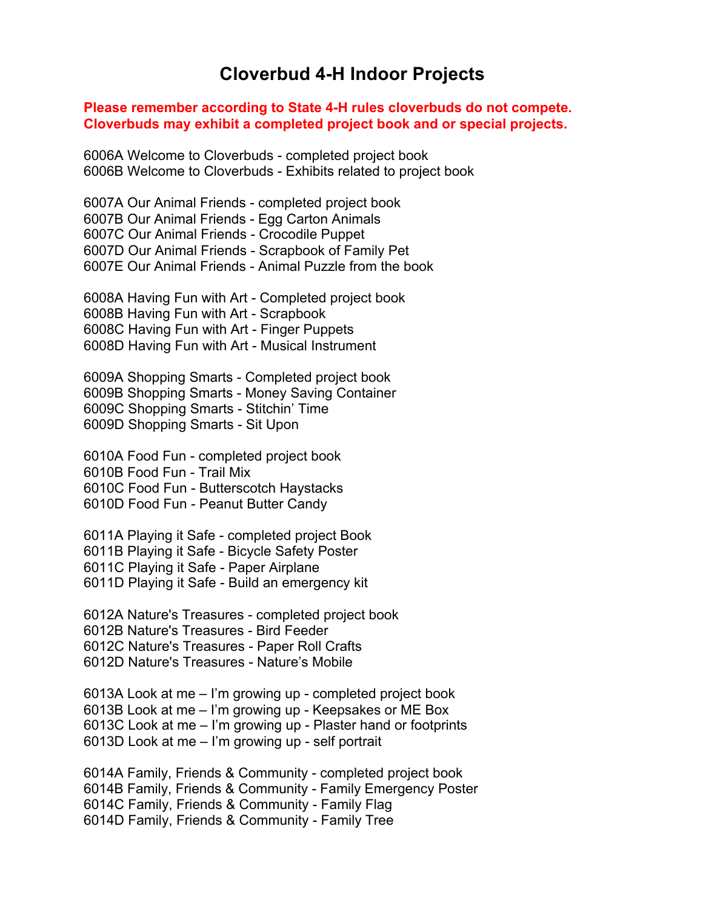# Cloverbud 4-H Indoor Projects

**Please remember according to State 4-H rules cloverbuds do not compete. Cloverbuds may exhibit a completed project book and or special projects.**

6006A Welcome to Cloverbuds - completed project book
6006B Welcome to Cloverbuds - Exhibits related to project book

6007A Our Animal Friends - completed project book
6007B Our Animal Friends - Egg Carton Animals
6007C Our Animal Friends - Crocodile Puppet
6007D Our Animal Friends - Scrapbook of Family Pet
6007E Our Animal Friends - Animal Puzzle from the book

6008A Having Fun with Art - Completed project book
6008B Having Fun with Art - Scrapbook
6008C Having Fun with Art - Finger Puppets
6008D Having Fun with Art - Musical Instrument

6009A Shopping Smarts - Completed project book
6009B Shopping Smarts - Money Saving Container
6009C Shopping Smarts - Stitchin' Time
6009D Shopping Smarts - Sit Upon

6010A Food Fun - completed project book
6010B Food Fun - Trail Mix
6010C Food Fun - Butterscotch Haystacks
6010D Food Fun - Peanut Butter Candy

6011A Playing it Safe - completed project Book
6011B Playing it Safe - Bicycle Safety Poster
6011C Playing it Safe - Paper Airplane
6011D Playing it Safe - Build an emergency kit

6012A Nature's Treasures - completed project book
6012B Nature's Treasures - Bird Feeder
6012C Nature's Treasures - Paper Roll Crafts
6012D Nature's Treasures - Nature's Mobile

6013A Look at me – I'm growing up - completed project book
6013B Look at me – I'm growing up - Keepsakes or ME Box
6013C Look at me – I'm growing up - Plaster hand or footprints
6013D Look at me – I'm growing up - self portrait

6014A Family, Friends & Community - completed project book
6014B Family, Friends & Community - Family Emergency Poster
6014C Family, Friends & Community - Family Flag
6014D Family, Friends & Community - Family Tree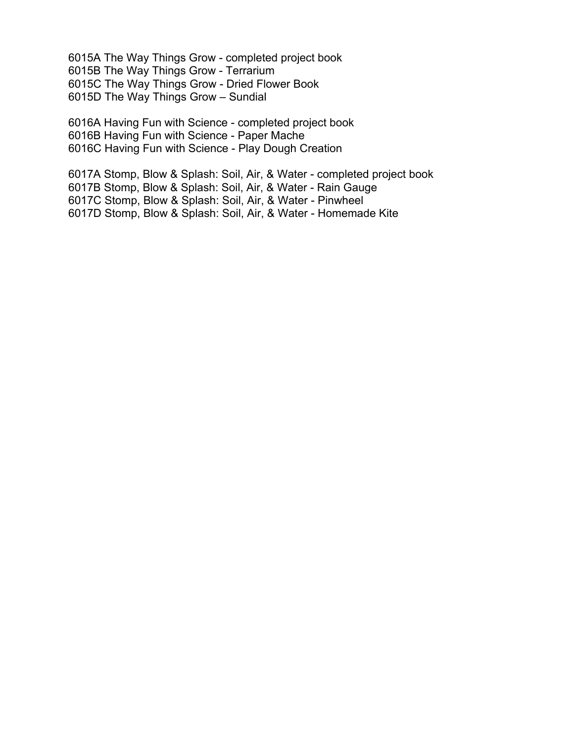6015A The Way Things Grow - completed project book
6015B The Way Things Grow - Terrarium
6015C The Way Things Grow - Dried Flower Book
6015D The Way Things Grow – Sundial

6016A Having Fun with Science - completed project book
6016B Having Fun with Science - Paper Mache
6016C Having Fun with Science - Play Dough Creation

6017A Stomp, Blow & Splash: Soil, Air, & Water - completed project book
6017B Stomp, Blow & Splash: Soil, Air, & Water - Rain Gauge
6017C Stomp, Blow & Splash: Soil, Air, & Water - Pinwheel
6017D Stomp, Blow & Splash: Soil, Air, & Water - Homemade Kite